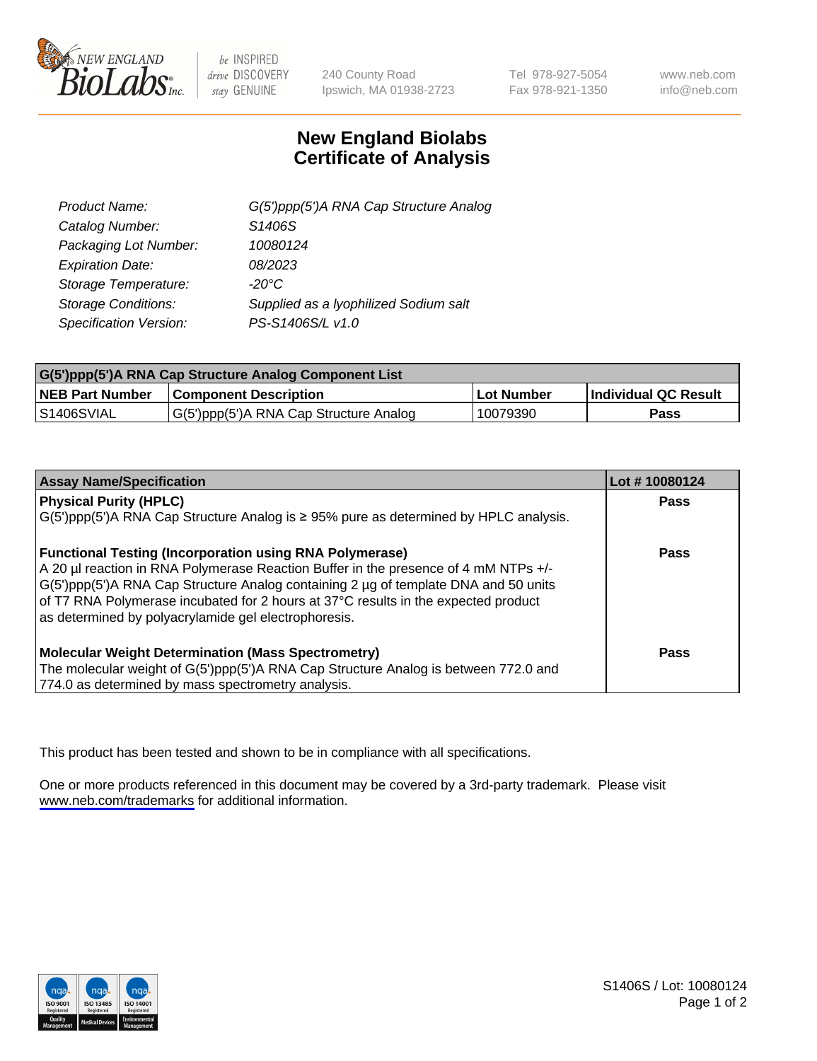New England BioLabs Inc. — be INSPIRED drive DISCOVERY stay GENUINE

240 County Road
Ipswich, MA 01938-2723

Tel 978-927-5054
Fax 978-921-1350

www.neb.com
info@neb.com

# New England Biolabs
# Certificate of Analysis

| | |
|---|---|
| *Product Name:* | *G(5')ppp(5')A RNA Cap Structure Analog* |
| *Catalog Number:* | *S1406S* |
| *Packaging Lot Number:* | *10080124* |
| *Expiration Date:* | *08/2023* |
| *Storage Temperature:* | *-20°C* |
| *Storage Conditions:* | *Supplied as a lyophilized Sodium salt* |
| *Specification Version:* | *PS-S1406S/L v1.0* |

| G(5')ppp(5')A RNA Cap Structure Analog Component List | | | |
|---|---|---|---|
| **NEB Part Number** | **Component Description** | **Lot Number** | **Individual QC Result** |
| S1406SVIAL | G(5')ppp(5')A RNA Cap Structure Analog | 10079390 | **Pass** |

| Assay Name/Specification | Lot # 10080124 |
|---|---|
| **Physical Purity (HPLC)**<br>G(5')ppp(5')A RNA Cap Structure Analog is ≥ 95% pure as determined by HPLC analysis. | **Pass** |
| **Functional Testing (Incorporation using RNA Polymerase)**<br>A 20 µl reaction in RNA Polymerase Reaction Buffer in the presence of 4 mM NTPs +/- G(5')ppp(5')A RNA Cap Structure Analog containing 2 µg of template DNA and 50 units of T7 RNA Polymerase incubated for 2 hours at 37°C results in the expected product as determined by polyacrylamide gel electrophoresis. | **Pass** |
| **Molecular Weight Determination (Mass Spectrometry)**<br>The molecular weight of G(5')ppp(5')A RNA Cap Structure Analog is between 772.0 and 774.0 as determined by mass spectrometry analysis. | **Pass** |

This product has been tested and shown to be in compliance with all specifications.

One or more products referenced in this document may be covered by a 3rd-party trademark. Please visit www.neb.com/trademarks for additional information.

S1406S / Lot: 10080124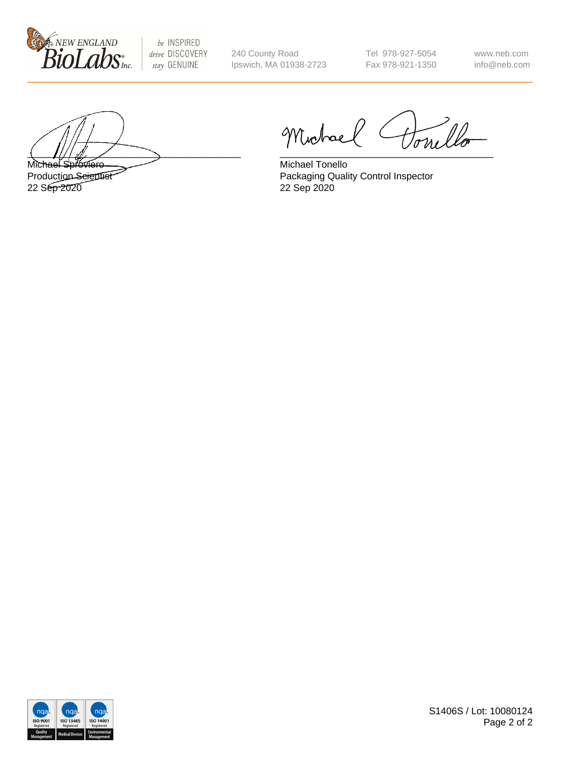Michael Sproviero
Production Scientist
22 Sep 2020

Michael Tonello
Packaging Quality Control Inspector
22 Sep 2020

S1406S / Lot: 10080124